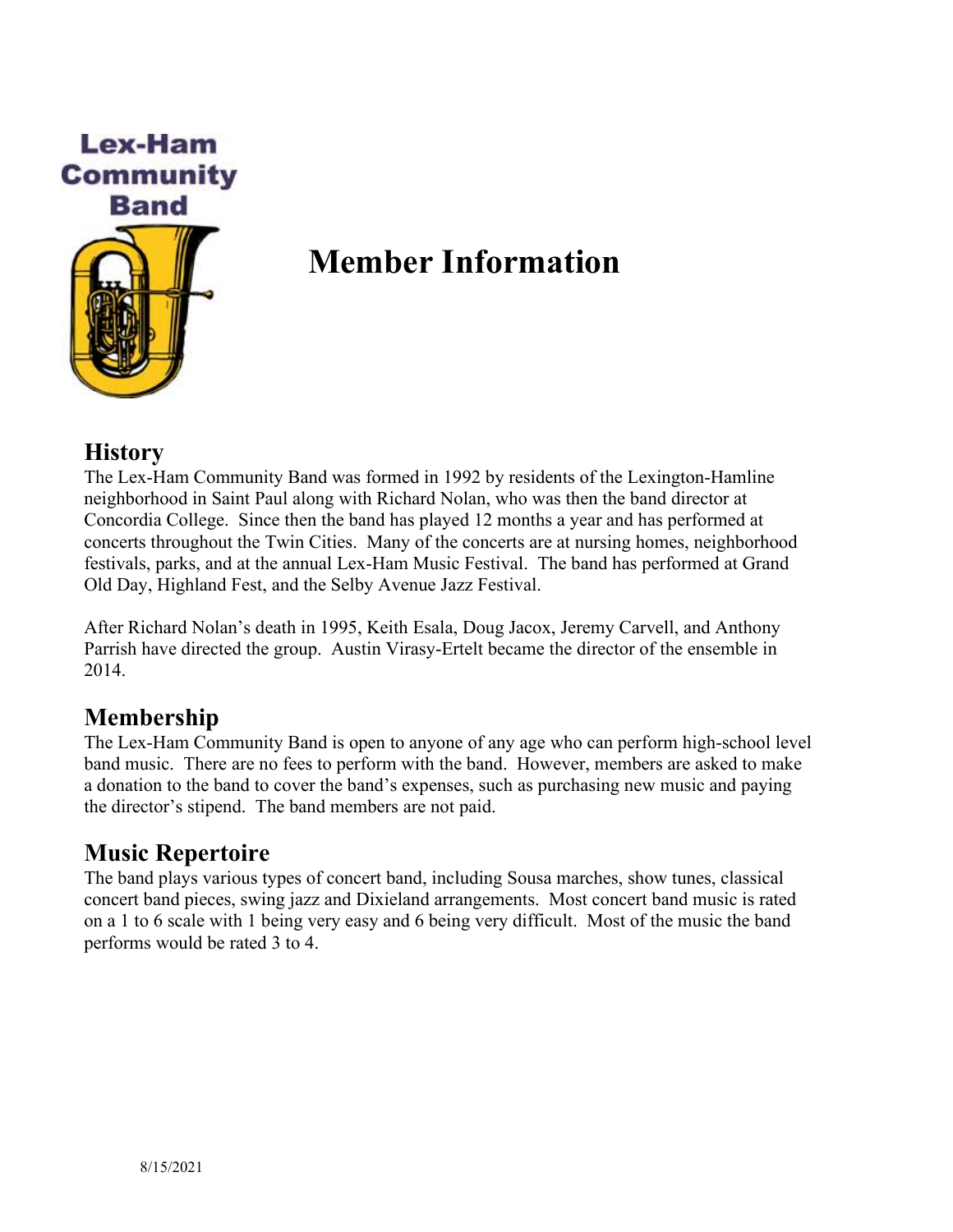Lex-Ham Community Band

# Member Information

## History

The Lex-Ham Community Band was formed in 1992 by residents of the Lexington-Hamline neighborhood in Saint Paul along with Richard Nolan, who was then the band director at Concordia College. Since then the band has played 12 months a year and has performed at concerts throughout the Twin Cities. Many of the concerts are at nursing homes, neighborhood festivals, parks, and at the annual Lex-Ham Music Festival. The band has performed at Grand Old Day, Highland Fest, and the Selby Avenue Jazz Festival.

After Richard Nolan's death in 1995, Keith Esala, Doug Jacox, Jeremy Carvell, and Anthony Parrish have directed the group. Austin Virasy-Ertelt became the director of the ensemble in 2014.

## Membership

The Lex-Ham Community Band is open to anyone of any age who can perform high-school level band music. There are no fees to perform with the band. However, members are asked to make a donation to the band to cover the band's expenses, such as purchasing new music and paying the director's stipend. The band members are not paid.

## Music Repertoire

The band plays various types of concert band, including Sousa marches, show tunes, classical concert band pieces, swing jazz and Dixieland arrangements. Most concert band music is rated on a 1 to 6 scale with 1 being very easy and 6 being very difficult. Most of the music the band performs would be rated 3 to 4.

8/15/2021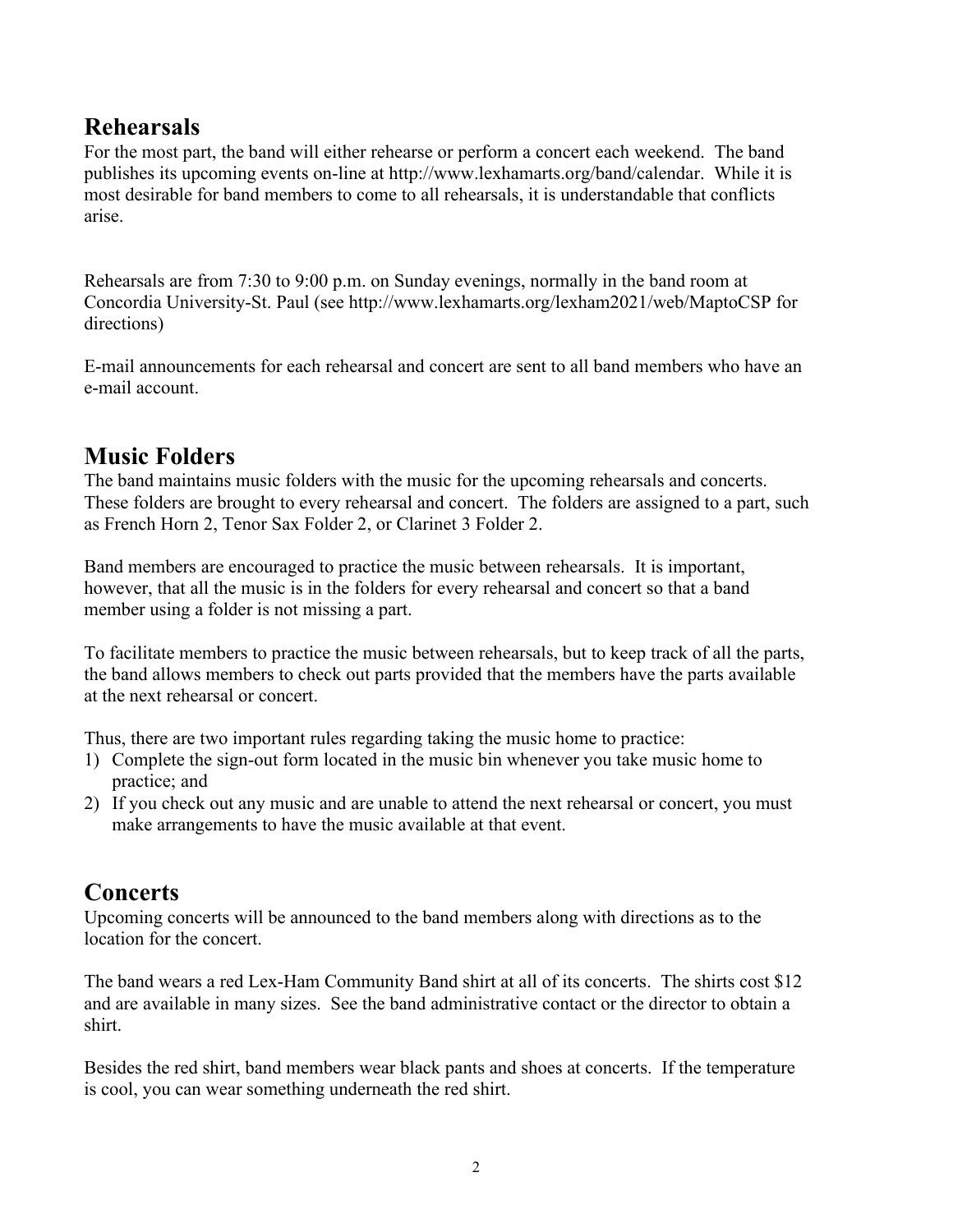## Rehearsals

For the most part, the band will either rehearse or perform a concert each weekend. The band publishes its upcoming events on-line at http://www.lexhamarts.org/band/calendar. While it is most desirable for band members to come to all rehearsals, it is understandable that conflicts arise.

Rehearsals are from 7:30 to 9:00 p.m. on Sunday evenings, normally in the band room at Concordia University-St. Paul (see http://www.lexhamarts.org/lexham2021/web/MaptoCSP for directions)

E-mail announcements for each rehearsal and concert are sent to all band members who have an e-mail account.

## Music Folders

The band maintains music folders with the music for the upcoming rehearsals and concerts. These folders are brought to every rehearsal and concert. The folders are assigned to a part, such as French Horn 2, Tenor Sax Folder 2, or Clarinet 3 Folder 2.

Band members are encouraged to practice the music between rehearsals. It is important, however, that all the music is in the folders for every rehearsal and concert so that a band member using a folder is not missing a part.

To facilitate members to practice the music between rehearsals, but to keep track of all the parts, the band allows members to check out parts provided that the members have the parts available at the next rehearsal or concert.

Thus, there are two important rules regarding taking the music home to practice:

1) Complete the sign-out form located in the music bin whenever you take music home to practice; and
2) If you check out any music and are unable to attend the next rehearsal or concert, you must make arrangements to have the music available at that event.

## Concerts

Upcoming concerts will be announced to the band members along with directions as to the location for the concert.

The band wears a red Lex-Ham Community Band shirt at all of its concerts. The shirts cost $12 and are available in many sizes. See the band administrative contact or the director to obtain a shirt.

Besides the red shirt, band members wear black pants and shoes at concerts. If the temperature is cool, you can wear something underneath the red shirt.